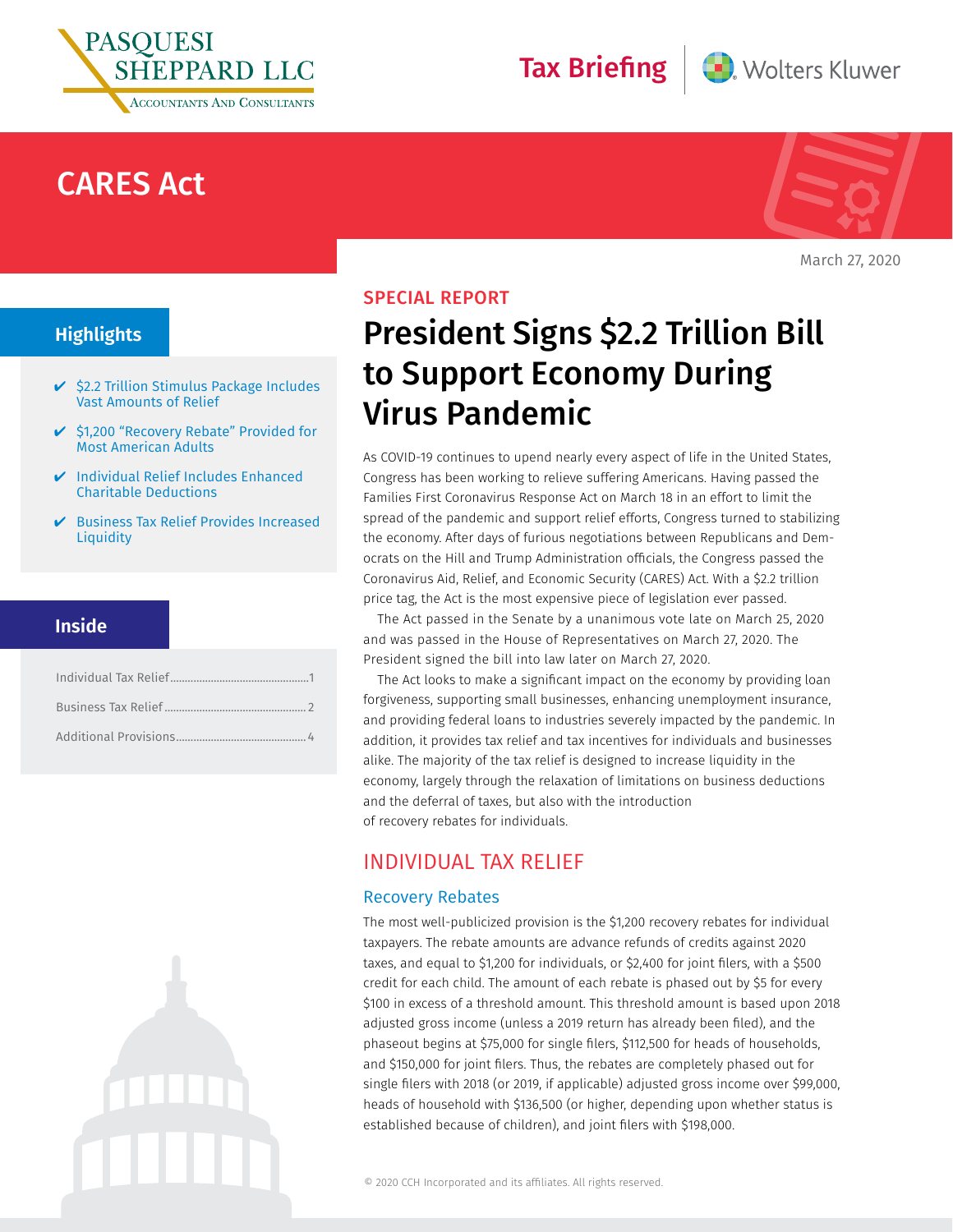PASQUESI SHEPPARD LLC
Accountants And Consultants

Tax Briefing | Wolters Kluwer

# CARES Act

March 27, 2020

## Highlights

- ✔ $2.2 Trillion Stimulus Package Includes Vast Amounts of Relief
- ✔ $1,200 "Recovery Rebate" Provided for Most American Adults
- ✔ Individual Relief Includes Enhanced Charitable Deductions
- ✔ Business Tax Relief Provides Increased Liquidity

## Inside

Individual Tax Relief ........ 1
Business Tax Relief ........ 2
Additional Provisions ........ 4

SPECIAL REPORT

# President Signs $2.2 Trillion Bill to Support Economy During Virus Pandemic

As COVID-19 continues to upend nearly every aspect of life in the United States, Congress has been working to relieve suffering Americans. Having passed the Families First Coronavirus Response Act on March 18 in an effort to limit the spread of the pandemic and support relief efforts, Congress turned to stabilizing the economy. After days of furious negotiations between Republicans and Democrats on the Hill and Trump Administration officials, the Congress passed the Coronavirus Aid, Relief, and Economic Security (CARES) Act. With a $2.2 trillion price tag, the Act is the most expensive piece of legislation ever passed.

The Act passed in the Senate by a unanimous vote late on March 25, 2020 and was passed in the House of Representatives on March 27, 2020. The President signed the bill into law later on March 27, 2020.

The Act looks to make a significant impact on the economy by providing loan forgiveness, supporting small businesses, enhancing unemployment insurance, and providing federal loans to industries severely impacted by the pandemic. In addition, it provides tax relief and tax incentives for individuals and businesses alike. The majority of the tax relief is designed to increase liquidity in the economy, largely through the relaxation of limitations on business deductions and the deferral of taxes, but also with the introduction of recovery rebates for individuals.

## INDIVIDUAL TAX RELIEF

### Recovery Rebates

The most well-publicized provision is the $1,200 recovery rebates for individual taxpayers. The rebate amounts are advance refunds of credits against 2020 taxes, and equal to $1,200 for individuals, or $2,400 for joint filers, with a $500 credit for each child. The amount of each rebate is phased out by $5 for every $100 in excess of a threshold amount. This threshold amount is based upon 2018 adjusted gross income (unless a 2019 return has already been filed), and the phaseout begins at $75,000 for single filers, $112,500 for heads of households, and $150,000 for joint filers. Thus, the rebates are completely phased out for single filers with 2018 (or 2019, if applicable) adjusted gross income over $99,000, heads of household with $136,500 (or higher, depending upon whether status is established because of children), and joint filers with $198,000.

© 2020 CCH Incorporated and its affiliates. All rights reserved.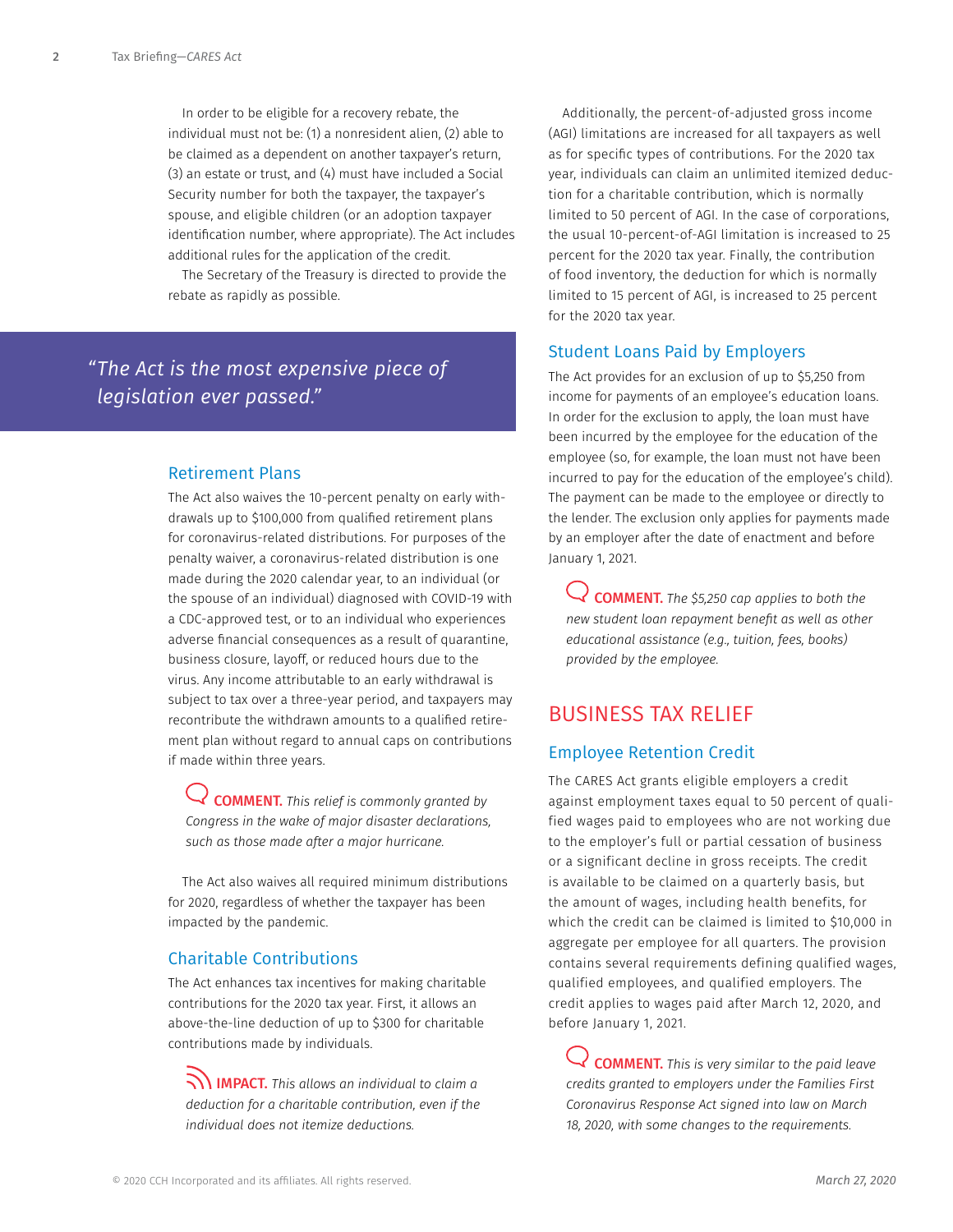In order to be eligible for a recovery rebate, the individual must not be: (1) a nonresident alien, (2) able to be claimed as a dependent on another taxpayer's return, (3) an estate or trust, and (4) must have included a Social Security number for both the taxpayer, the taxpayer's spouse, and eligible children (or an adoption taxpayer identification number, where appropriate). The Act includes additional rules for the application of the credit.

The Secretary of the Treasury is directed to provide the rebate as rapidly as possible.

> *"The Act is the most expensive piece of legislation ever passed."*

### Retirement Plans

The Act also waives the 10-percent penalty on early withdrawals up to $100,000 from qualified retirement plans for coronavirus-related distributions. For purposes of the penalty waiver, a coronavirus-related distribution is one made during the 2020 calendar year, to an individual (or the spouse of an individual) diagnosed with COVID-19 with a CDC-approved test, or to an individual who experiences adverse financial consequences as a result of quarantine, business closure, layoff, or reduced hours due to the virus. Any income attributable to an early withdrawal is subject to tax over a three-year period, and taxpayers may recontribute the withdrawn amounts to a qualified retirement plan without regard to annual caps on contributions if made within three years.

**COMMENT.** *This relief is commonly granted by Congress in the wake of major disaster declarations, such as those made after a major hurricane.*

The Act also waives all required minimum distributions for 2020, regardless of whether the taxpayer has been impacted by the pandemic.

### Charitable Contributions

The Act enhances tax incentives for making charitable contributions for the 2020 tax year. First, it allows an above-the-line deduction of up to $300 for charitable contributions made by individuals.

**IMPACT.** *This allows an individual to claim a deduction for a charitable contribution, even if the individual does not itemize deductions.*

Additionally, the percent-of-adjusted gross income (AGI) limitations are increased for all taxpayers as well as for specific types of contributions. For the 2020 tax year, individuals can claim an unlimited itemized deduction for a charitable contribution, which is normally limited to 50 percent of AGI. In the case of corporations, the usual 10-percent-of-AGI limitation is increased to 25 percent for the 2020 tax year. Finally, the contribution of food inventory, the deduction for which is normally limited to 15 percent of AGI, is increased to 25 percent for the 2020 tax year.

### Student Loans Paid by Employers

The Act provides for an exclusion of up to $5,250 from income for payments of an employee's education loans. In order for the exclusion to apply, the loan must have been incurred by the employee for the education of the employee (so, for example, the loan must not have been incurred to pay for the education of the employee's child). The payment can be made to the employee or directly to the lender. The exclusion only applies for payments made by an employer after the date of enactment and before January 1, 2021.

**COMMENT.** *The $5,250 cap applies to both the new student loan repayment benefit as well as other educational assistance (e.g., tuition, fees, books) provided by the employee.*

## BUSINESS TAX RELIEF

### Employee Retention Credit

The CARES Act grants eligible employers a credit against employment taxes equal to 50 percent of qualified wages paid to employees who are not working due to the employer's full or partial cessation of business or a significant decline in gross receipts. The credit is available to be claimed on a quarterly basis, but the amount of wages, including health benefits, for which the credit can be claimed is limited to $10,000 in aggregate per employee for all quarters. The provision contains several requirements defining qualified wages, qualified employees, and qualified employers. The credit applies to wages paid after March 12, 2020, and before January 1, 2021.

**COMMENT.** *This is very similar to the paid leave credits granted to employers under the Families First Coronavirus Response Act signed into law on March 18, 2020, with some changes to the requirements.*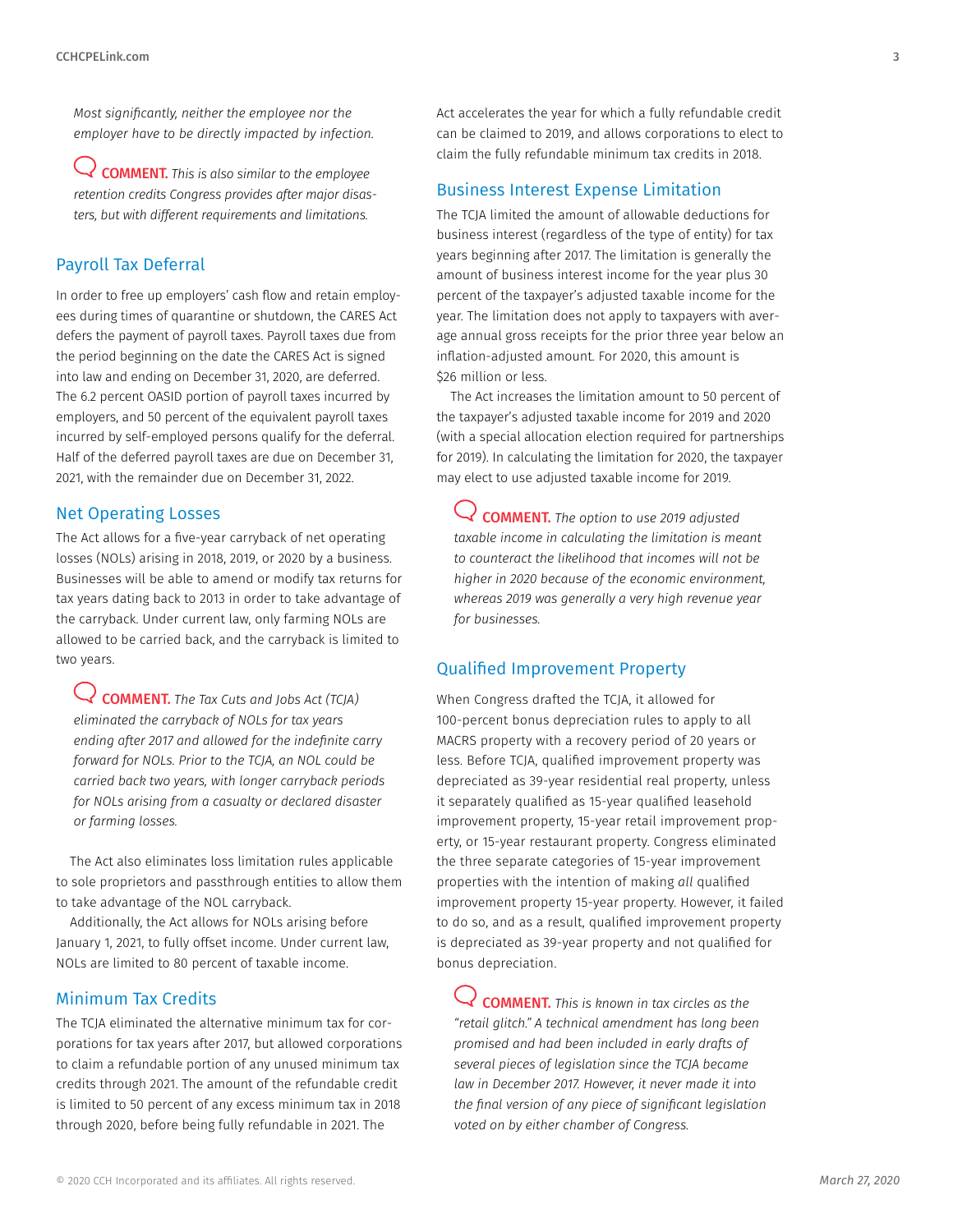*Most significantly, neither the employee nor the employer have to be directly impacted by infection.*

**COMMENT.** *This is also similar to the employee retention credits Congress provides after major disasters, but with different requirements and limitations.*

## Payroll Tax Deferral

In order to free up employers' cash flow and retain employees during times of quarantine or shutdown, the CARES Act defers the payment of payroll taxes. Payroll taxes due from the period beginning on the date the CARES Act is signed into law and ending on December 31, 2020, are deferred. The 6.2 percent OASID portion of payroll taxes incurred by employers, and 50 percent of the equivalent payroll taxes incurred by self-employed persons qualify for the deferral. Half of the deferred payroll taxes are due on December 31, 2021, with the remainder due on December 31, 2022.

## Net Operating Losses

The Act allows for a five-year carryback of net operating losses (NOLs) arising in 2018, 2019, or 2020 by a business. Businesses will be able to amend or modify tax returns for tax years dating back to 2013 in order to take advantage of the carryback. Under current law, only farming NOLs are allowed to be carried back, and the carryback is limited to two years.

**COMMENT.** *The Tax Cuts and Jobs Act (TCJA) eliminated the carryback of NOLs for tax years ending after 2017 and allowed for the indefinite carry forward for NOLs. Prior to the TCJA, an NOL could be carried back two years, with longer carryback periods for NOLs arising from a casualty or declared disaster or farming losses.*

The Act also eliminates loss limitation rules applicable to sole proprietors and passthrough entities to allow them to take advantage of the NOL carryback.

Additionally, the Act allows for NOLs arising before January 1, 2021, to fully offset income. Under current law, NOLs are limited to 80 percent of taxable income.

## Minimum Tax Credits

The TCJA eliminated the alternative minimum tax for corporations for tax years after 2017, but allowed corporations to claim a refundable portion of any unused minimum tax credits through 2021. The amount of the refundable credit is limited to 50 percent of any excess minimum tax in 2018 through 2020, before being fully refundable in 2021. The Act accelerates the year for which a fully refundable credit can be claimed to 2019, and allows corporations to elect to claim the fully refundable minimum tax credits in 2018.

## Business Interest Expense Limitation

The TCJA limited the amount of allowable deductions for business interest (regardless of the type of entity) for tax years beginning after 2017. The limitation is generally the amount of business interest income for the year plus 30 percent of the taxpayer's adjusted taxable income for the year. The limitation does not apply to taxpayers with average annual gross receipts for the prior three year below an inflation-adjusted amount. For 2020, this amount is $26 million or less.

The Act increases the limitation amount to 50 percent of the taxpayer's adjusted taxable income for 2019 and 2020 (with a special allocation election required for partnerships for 2019). In calculating the limitation for 2020, the taxpayer may elect to use adjusted taxable income for 2019.

**COMMENT.** *The option to use 2019 adjusted taxable income in calculating the limitation is meant to counteract the likelihood that incomes will not be higher in 2020 because of the economic environment, whereas 2019 was generally a very high revenue year for businesses.*

## Qualified Improvement Property

When Congress drafted the TCJA, it allowed for 100-percent bonus depreciation rules to apply to all MACRS property with a recovery period of 20 years or less. Before TCJA, qualified improvement property was depreciated as 39-year residential real property, unless it separately qualified as 15-year qualified leasehold improvement property, 15-year retail improvement property, or 15-year restaurant property. Congress eliminated the three separate categories of 15-year improvement properties with the intention of making *all* qualified improvement property 15-year property. However, it failed to do so, and as a result, qualified improvement property is depreciated as 39-year property and not qualified for bonus depreciation.

**COMMENT.** *This is known in tax circles as the "retail glitch." A technical amendment has long been promised and had been included in early drafts of several pieces of legislation since the TCJA became law in December 2017. However, it never made it into the final version of any piece of significant legislation voted on by either chamber of Congress.*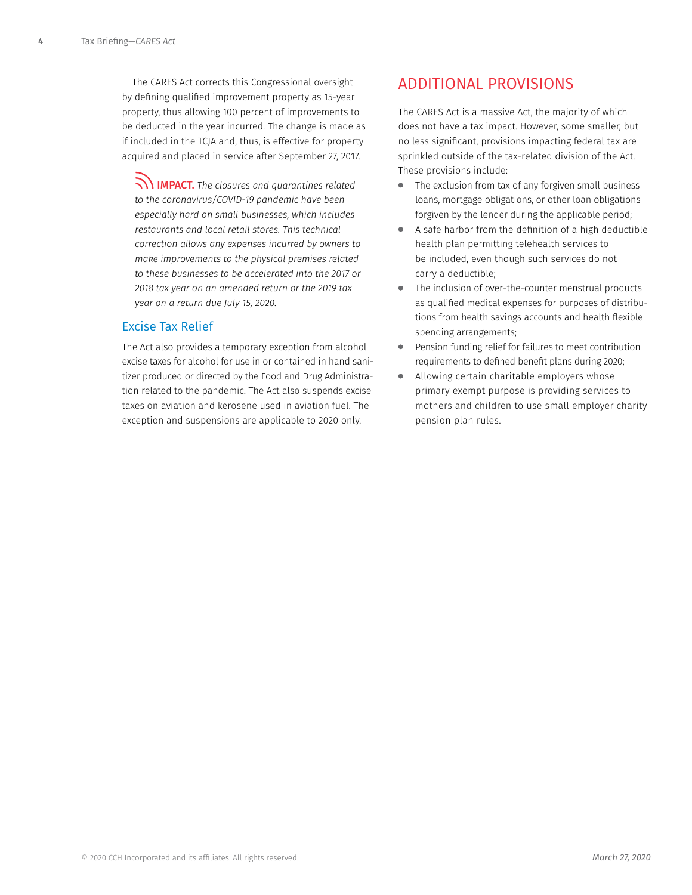The CARES Act corrects this Congressional oversight by defining qualified improvement property as 15-year property, thus allowing 100 percent of improvements to be deducted in the year incurred. The change is made as if included in the TCJA and, thus, is effective for property acquired and placed in service after September 27, 2017.

**IMPACT.** *The closures and quarantines related to the coronavirus/COVID-19 pandemic have been especially hard on small businesses, which includes restaurants and local retail stores. This technical correction allows any expenses incurred by owners to make improvements to the physical premises related to these businesses to be accelerated into the 2017 or 2018 tax year on an amended return or the 2019 tax year on a return due July 15, 2020.*

### Excise Tax Relief

The Act also provides a temporary exception from alcohol excise taxes for alcohol for use in or contained in hand sanitizer produced or directed by the Food and Drug Administration related to the pandemic. The Act also suspends excise taxes on aviation and kerosene used in aviation fuel. The exception and suspensions are applicable to 2020 only.

## ADDITIONAL PROVISIONS

The CARES Act is a massive Act, the majority of which does not have a tax impact. However, some smaller, but no less significant, provisions impacting federal tax are sprinkled outside of the tax-related division of the Act. These provisions include:

- The exclusion from tax of any forgiven small business loans, mortgage obligations, or other loan obligations forgiven by the lender during the applicable period;
- A safe harbor from the definition of a high deductible health plan permitting telehealth services to be included, even though such services do not carry a deductible;
- The inclusion of over-the-counter menstrual products as qualified medical expenses for purposes of distributions from health savings accounts and health flexible spending arrangements;
- Pension funding relief for failures to meet contribution requirements to defined benefit plans during 2020;
- Allowing certain charitable employers whose primary exempt purpose is providing services to mothers and children to use small employer charity pension plan rules.

© 2020 CCH Incorporated and its affiliates. All rights reserved.

*March 27, 2020*